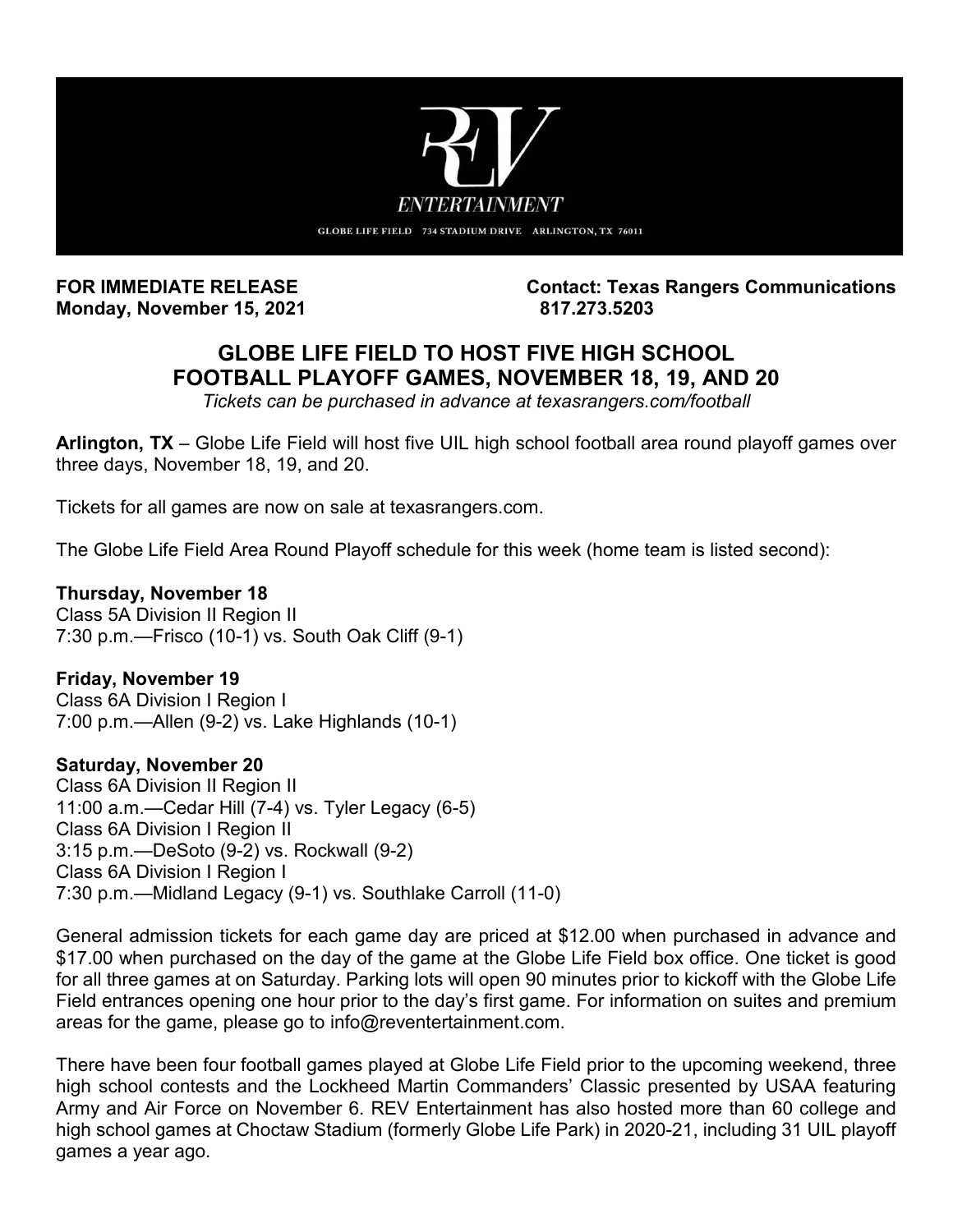REV ENTERTAINMENT

GLOBE LIFE FIELD 734 STADIUM DRIVE ARLINGTON, TX 76011

**FOR IMMEDIATE RELEASE**
**Monday, November 15, 2021**

**Contact: Texas Rangers Communications**
**817.273.5203**

## GLOBE LIFE FIELD TO HOST FIVE HIGH SCHOOL FOOTBALL PLAYOFF GAMES, NOVEMBER 18, 19, AND 20

*Tickets can be purchased in advance at texasrangers.com/football*

**Arlington, TX** – Globe Life Field will host five UIL high school football area round playoff games over three days, November 18, 19, and 20.

Tickets for all games are now on sale at texasrangers.com.

The Globe Life Field Area Round Playoff schedule for this week (home team is listed second):

**Thursday, November 18**
Class 5A Division II Region II
7:30 p.m.—Frisco (10-1) vs. South Oak Cliff (9-1)

**Friday, November 19**
Class 6A Division I Region I
7:00 p.m.—Allen (9-2) vs. Lake Highlands (10-1)

**Saturday, November 20**
Class 6A Division II Region II
11:00 a.m.—Cedar Hill (7-4) vs. Tyler Legacy (6-5)
Class 6A Division I Region II
3:15 p.m.—DeSoto (9-2) vs. Rockwall (9-2)
Class 6A Division I Region I
7:30 p.m.—Midland Legacy (9-1) vs. Southlake Carroll (11-0)

General admission tickets for each game day are priced at $12.00 when purchased in advance and $17.00 when purchased on the day of the game at the Globe Life Field box office. One ticket is good for all three games at on Saturday. Parking lots will open 90 minutes prior to kickoff with the Globe Life Field entrances opening one hour prior to the day's first game. For information on suites and premium areas for the game, please go to info@reventertainment.com.

There have been four football games played at Globe Life Field prior to the upcoming weekend, three high school contests and the Lockheed Martin Commanders' Classic presented by USAA featuring Army and Air Force on November 6. REV Entertainment has also hosted more than 60 college and high school games at Choctaw Stadium (formerly Globe Life Park) in 2020-21, including 31 UIL playoff games a year ago.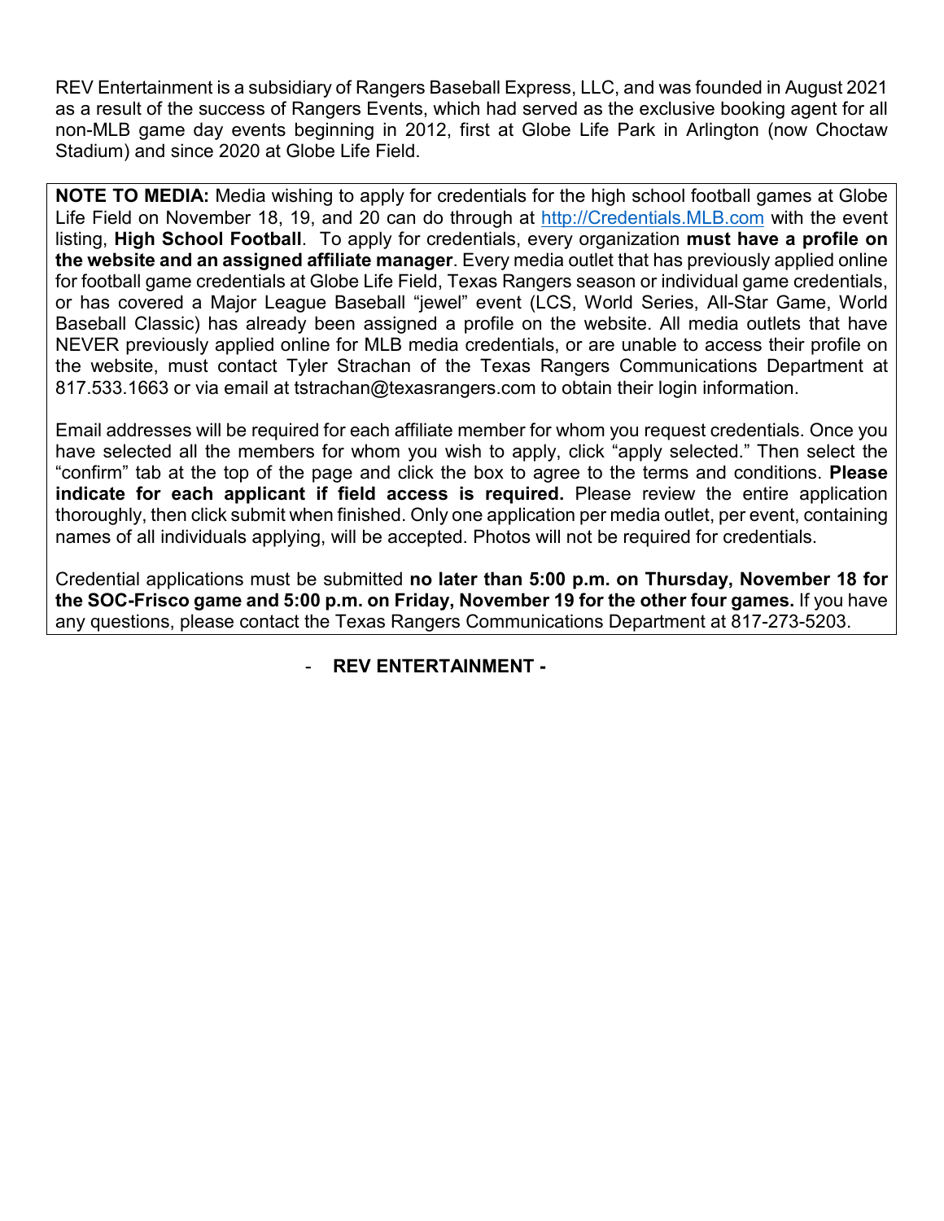REV Entertainment is a subsidiary of Rangers Baseball Express, LLC, and was founded in August 2021 as a result of the success of Rangers Events, which had served as the exclusive booking agent for all non-MLB game day events beginning in 2012, first at Globe Life Park in Arlington (now Choctaw Stadium) and since 2020 at Globe Life Field.

**NOTE TO MEDIA:** Media wishing to apply for credentials for the high school football games at Globe Life Field on November 18, 19, and 20 can do through at [http://Credentials.MLB.com](http://Credentials.MLB.com) with the event listing, **High School Football**. To apply for credentials, every organization **must have a profile on the website and an assigned affiliate manager**. Every media outlet that has previously applied online for football game credentials at Globe Life Field, Texas Rangers season or individual game credentials, or has covered a Major League Baseball "jewel" event (LCS, World Series, All-Star Game, World Baseball Classic) has already been assigned a profile on the website. All media outlets that have NEVER previously applied online for MLB media credentials, or are unable to access their profile on the website, must contact Tyler Strachan of the Texas Rangers Communications Department at 817.533.1663 or via email at tstrachan@texasrangers.com to obtain their login information.

Email addresses will be required for each affiliate member for whom you request credentials. Once you have selected all the members for whom you wish to apply, click "apply selected." Then select the "confirm" tab at the top of the page and click the box to agree to the terms and conditions. **Please indicate for each applicant if field access is required.** Please review the entire application thoroughly, then click submit when finished. Only one application per media outlet, per event, containing names of all individuals applying, will be accepted. Photos will not be required for credentials.

Credential applications must be submitted **no later than 5:00 p.m. on Thursday, November 18 for the SOC-Frisco game and 5:00 p.m. on Friday, November 19 for the other four games.** If you have any questions, please contact the Texas Rangers Communications Department at 817-273-5203.

- **REV ENTERTAINMENT -**